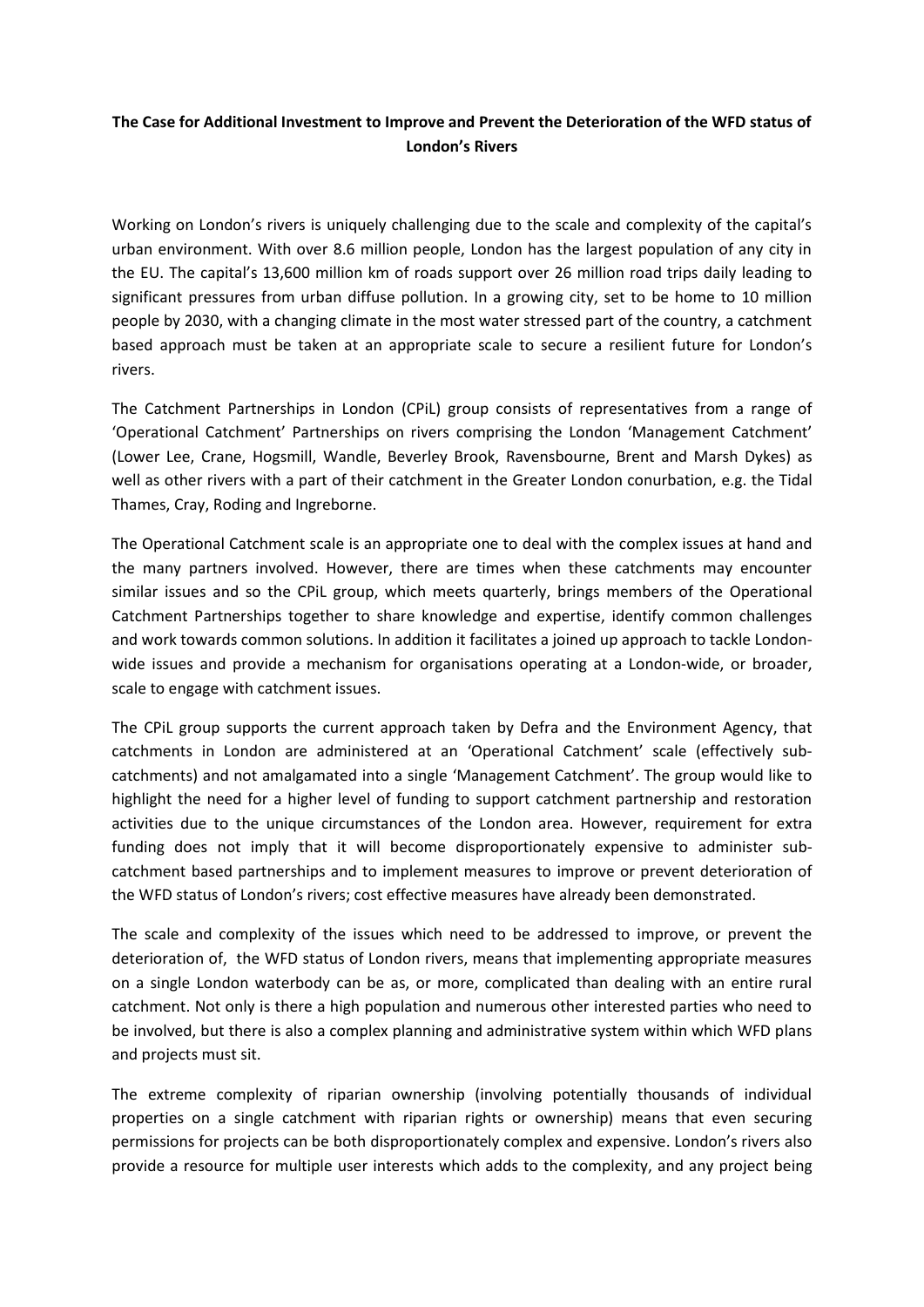**The Case for Additional Investment to Improve and Prevent the Deterioration of the WFD status of London's Rivers**

Working on London's rivers is uniquely challenging due to the scale and complexity of the capital's urban environment. With over 8.6 million people, London has the largest population of any city in the EU. The capital's 13,600 million km of roads support over 26 million road trips daily leading to significant pressures from urban diffuse pollution. In a growing city, set to be home to 10 million people by 2030, with a changing climate in the most water stressed part of the country, a catchment based approach must be taken at an appropriate scale to secure a resilient future for London's rivers.

The Catchment Partnerships in London (CPiL) group consists of representatives from a range of 'Operational Catchment' Partnerships on rivers comprising the London 'Management Catchment' (Lower Lee, Crane, Hogsmill, Wandle, Beverley Brook, Ravensbourne, Brent and Marsh Dykes) as well as other rivers with a part of their catchment in the Greater London conurbation, e.g. the Tidal Thames, Cray, Roding and Ingreborne.

The Operational Catchment scale is an appropriate one to deal with the complex issues at hand and the many partners involved. However, there are times when these catchments may encounter similar issues and so the CPiL group, which meets quarterly, brings members of the Operational Catchment Partnerships together to share knowledge and expertise, identify common challenges and work towards common solutions. In addition it facilitates a joined up approach to tackle London-wide issues and provide a mechanism for organisations operating at a London-wide, or broader, scale to engage with catchment issues.

The CPiL group supports the current approach taken by Defra and the Environment Agency, that catchments in London are administered at an 'Operational Catchment' scale (effectively sub-catchments) and not amalgamated into a single 'Management Catchment'. The group would like to highlight the need for a higher level of funding to support catchment partnership and restoration activities due to the unique circumstances of the London area. However, requirement for extra funding does not imply that it will become disproportionately expensive to administer sub-catchment based partnerships and to implement measures to improve or prevent deterioration of the WFD status of London's rivers; cost effective measures have already been demonstrated.

The scale and complexity of the issues which need to be addressed to improve, or prevent the deterioration of, the WFD status of London rivers, means that implementing appropriate measures on a single London waterbody can be as, or more, complicated than dealing with an entire rural catchment. Not only is there a high population and numerous other interested parties who need to be involved, but there is also a complex planning and administrative system within which WFD plans and projects must sit.

The extreme complexity of riparian ownership (involving potentially thousands of individual properties on a single catchment with riparian rights or ownership) means that even securing permissions for projects can be both disproportionately complex and expensive. London's rivers also provide a resource for multiple user interests which adds to the complexity, and any project being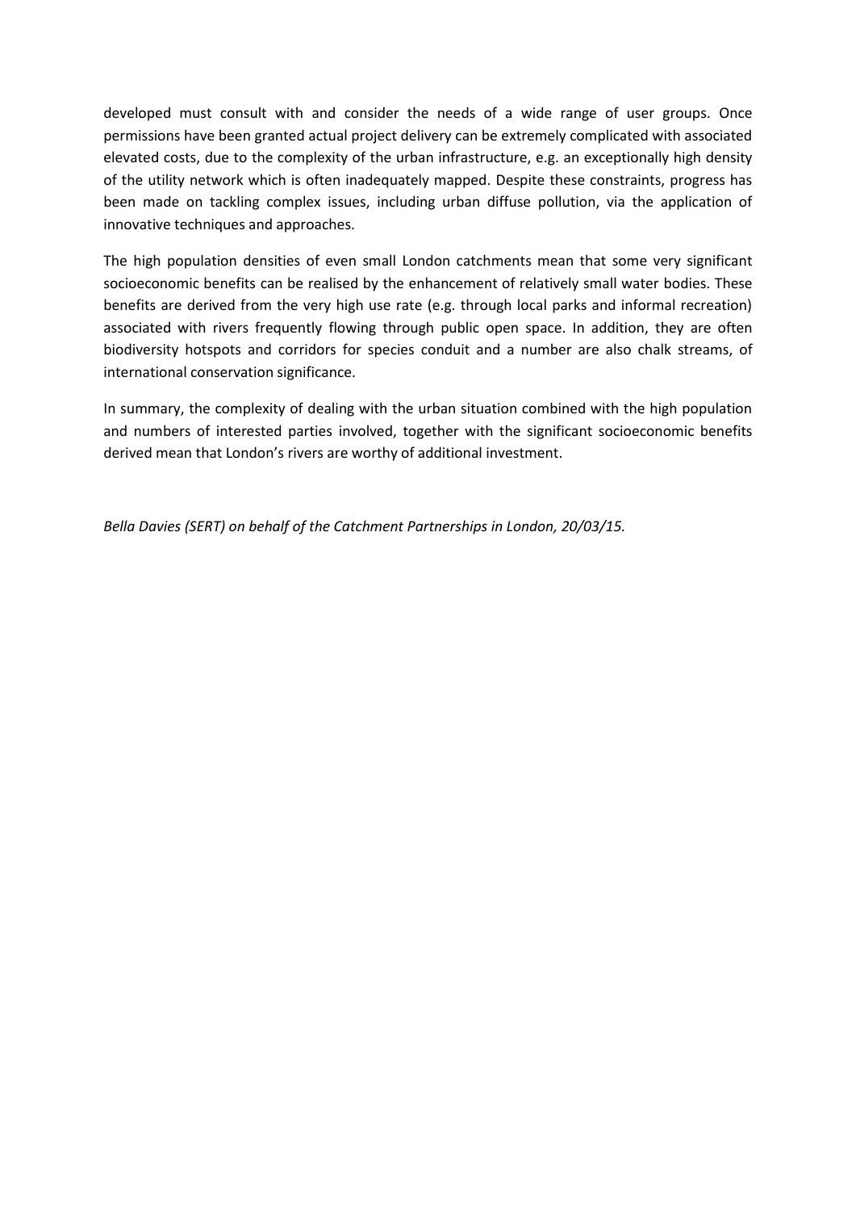developed must consult with and consider the needs of a wide range of user groups. Once permissions have been granted actual project delivery can be extremely complicated with associated elevated costs, due to the complexity of the urban infrastructure, e.g. an exceptionally high density of the utility network which is often inadequately mapped. Despite these constraints, progress has been made on tackling complex issues, including urban diffuse pollution, via the application of innovative techniques and approaches.

The high population densities of even small London catchments mean that some very significant socioeconomic benefits can be realised by the enhancement of relatively small water bodies. These benefits are derived from the very high use rate (e.g. through local parks and informal recreation) associated with rivers frequently flowing through public open space. In addition, they are often biodiversity hotspots and corridors for species conduit and a number are also chalk streams, of international conservation significance.

In summary, the complexity of dealing with the urban situation combined with the high population and numbers of interested parties involved, together with the significant socioeconomic benefits derived mean that London's rivers are worthy of additional investment.

*Bella Davies (SERT) on behalf of the Catchment Partnerships in London, 20/03/15.*